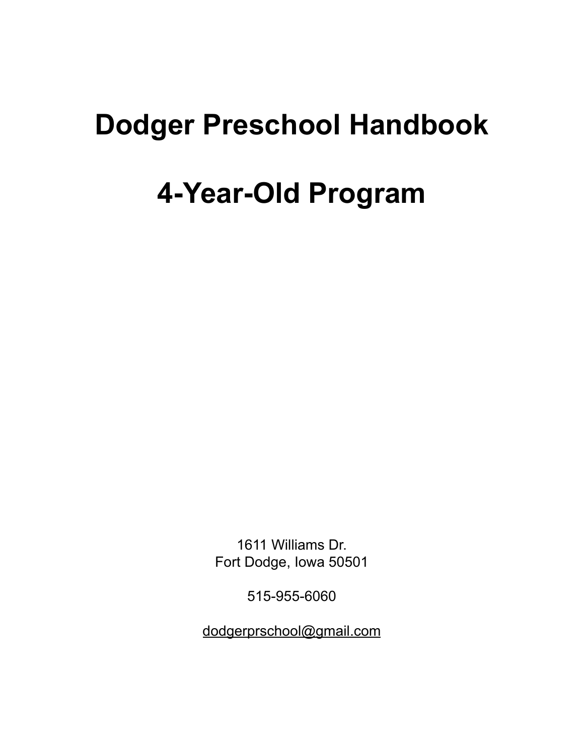# Dodger Preschool Handbook

# 4-Year-Old Program

1611 Williams Dr.
Fort Dodge, Iowa 50501

515-955-6060

dodgerprschool@gmail.com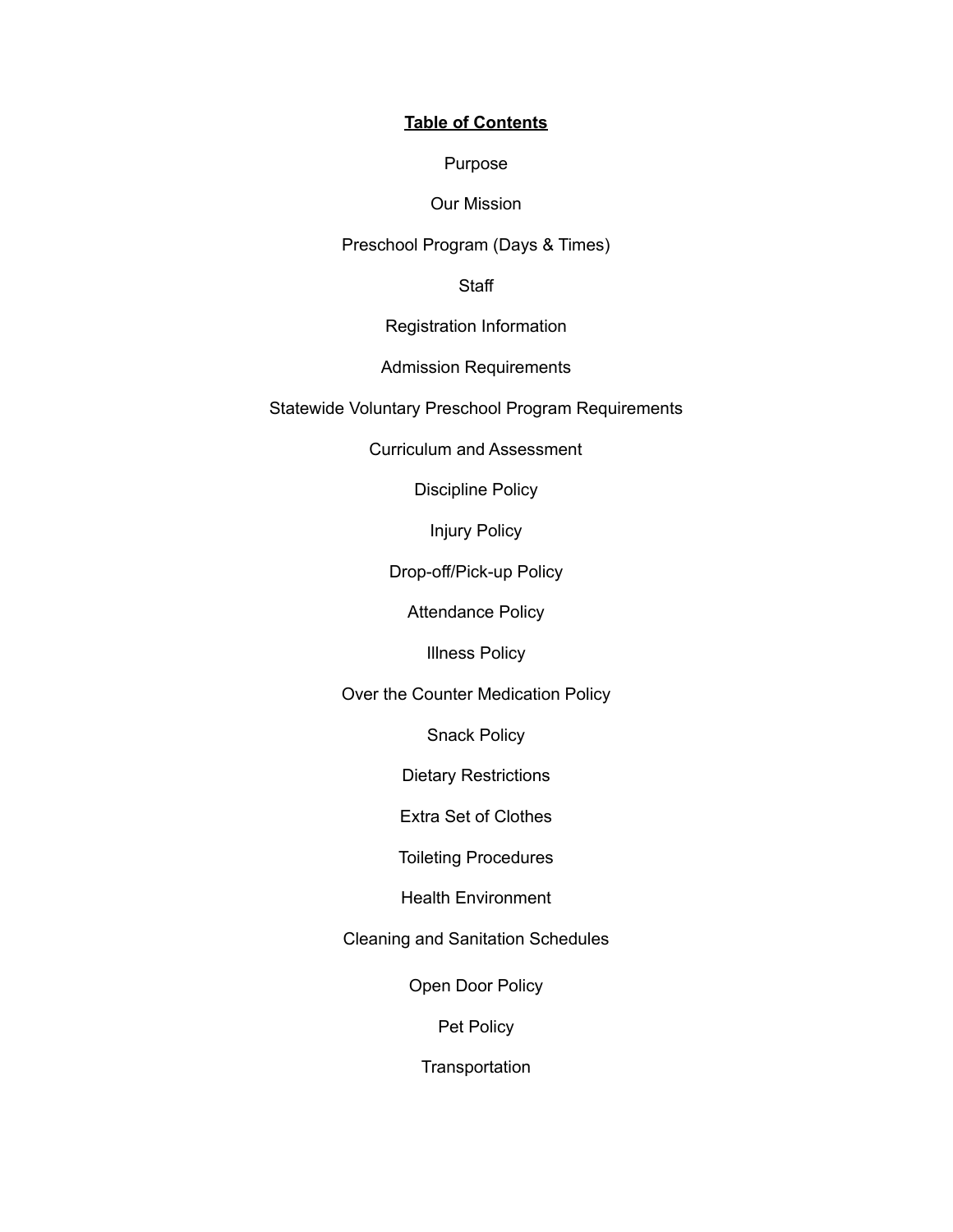## **Table of Contents**

Purpose

Our Mission

Preschool Program (Days & Times)

Staff

Registration Information

Admission Requirements

Statewide Voluntary Preschool Program Requirements

Curriculum and Assessment

Discipline Policy

Injury Policy

Drop-off/Pick-up Policy

Attendance Policy

Illness Policy

Over the Counter Medication Policy

Snack Policy

Dietary Restrictions

Extra Set of Clothes

Toileting Procedures

Health Environment

Cleaning and Sanitation Schedules

Open Door Policy

Pet Policy

Transportation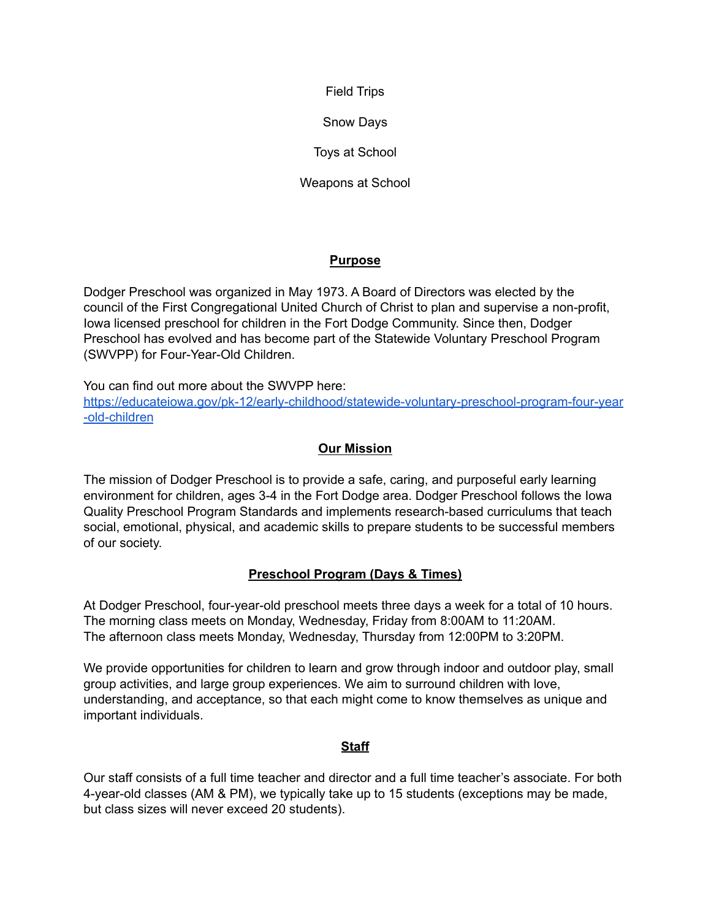Field Trips

Snow Days

Toys at School

Weapons at School

## Purpose

Dodger Preschool was organized in May 1973. A Board of Directors was elected by the council of the First Congregational United Church of Christ to plan and supervise a non-profit, Iowa licensed preschool for children in the Fort Dodge Community. Since then, Dodger Preschool has evolved and has become part of the Statewide Voluntary Preschool Program (SWVPP) for Four-Year-Old Children.

You can find out more about the SWVPP here: [https://educateiowa.gov/pk-12/early-childhood/statewide-voluntary-preschool-program-four-year-old-children](https://educateiowa.gov/pk-12/early-childhood/statewide-voluntary-preschool-program-four-year-old-children)

## Our Mission

The mission of Dodger Preschool is to provide a safe, caring, and purposeful early learning environment for children, ages 3-4 in the Fort Dodge area. Dodger Preschool follows the Iowa Quality Preschool Program Standards and implements research-based curriculums that teach social, emotional, physical, and academic skills to prepare students to be successful members of our society.

## Preschool Program (Days & Times)

At Dodger Preschool, four-year-old preschool meets three days a week for a total of 10 hours.
The morning class meets on Monday, Wednesday, Friday from 8:00AM to 11:20AM.
The afternoon class meets Monday, Wednesday, Thursday from 12:00PM to 3:20PM.

We provide opportunities for children to learn and grow through indoor and outdoor play, small group activities, and large group experiences. We aim to surround children with love, understanding, and acceptance, so that each might come to know themselves as unique and important individuals.

## Staff

Our staff consists of a full time teacher and director and a full time teacher's associate. For both 4-year-old classes (AM & PM), we typically take up to 15 students (exceptions may be made, but class sizes will never exceed 20 students).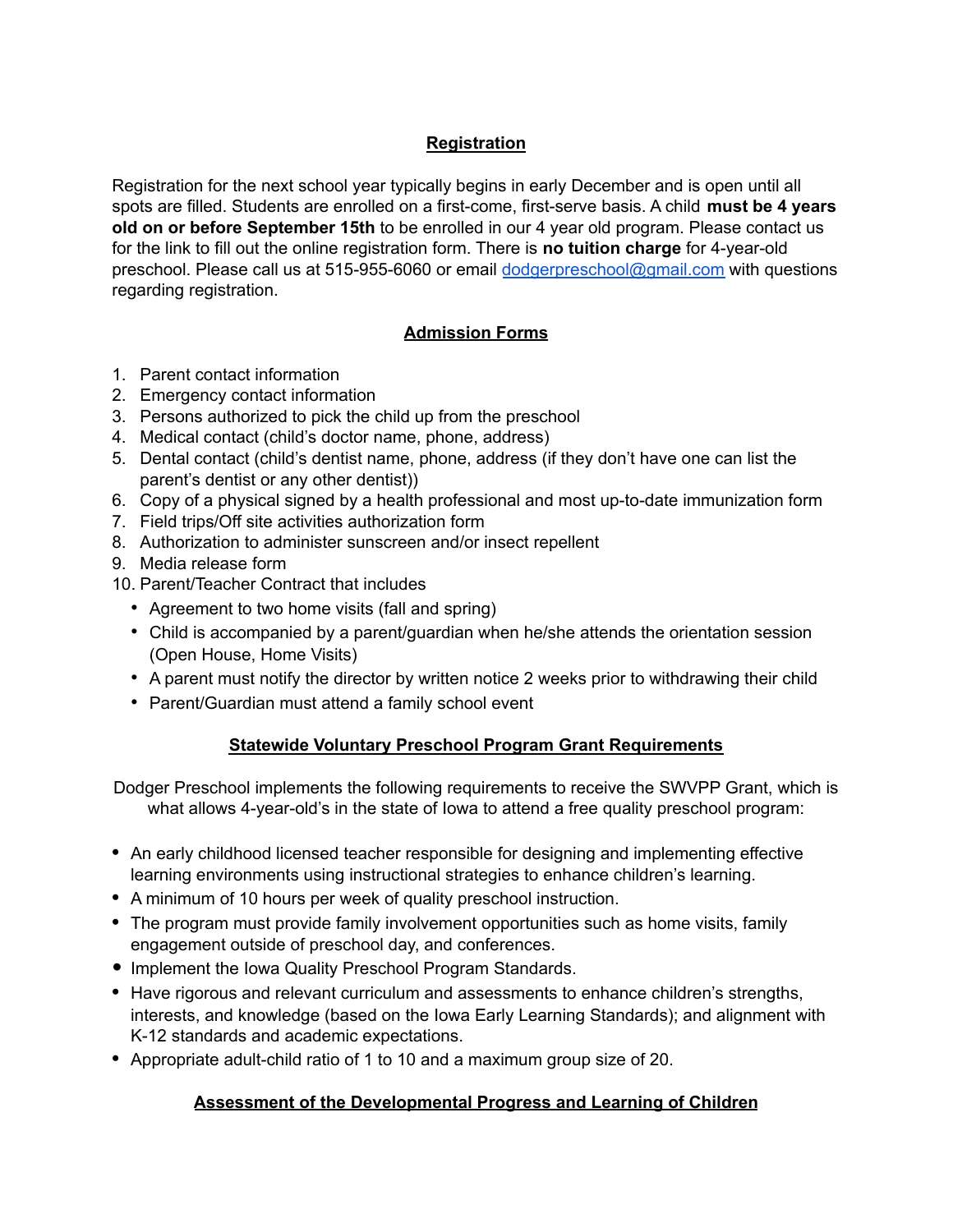## Registration

Registration for the next school year typically begins in early December and is open until all spots are filled. Students are enrolled on a first-come, first-serve basis. A child **must be 4 years old on or before September 15th** to be enrolled in our 4 year old program. Please contact us for the link to fill out the online registration form. There is **no tuition charge** for 4-year-old preschool. Please call us at 515-955-6060 or email dodgerpreschool@gmail.com with questions regarding registration.

## Admission Forms

1. Parent contact information
2. Emergency contact information
3. Persons authorized to pick the child up from the preschool
4. Medical contact (child's doctor name, phone, address)
5. Dental contact (child's dentist name, phone, address (if they don't have one can list the parent's dentist or any other dentist))
6. Copy of a physical signed by a health professional and most up-to-date immunization form
7. Field trips/Off site activities authorization form
8. Authorization to administer sunscreen and/or insect repellent
9. Media release form
10. Parent/Teacher Contract that includes
    - Agreement to two home visits (fall and spring)
    - Child is accompanied by a parent/guardian when he/she attends the orientation session (Open House, Home Visits)
    - A parent must notify the director by written notice 2 weeks prior to withdrawing their child
    - Parent/Guardian must attend a family school event

## Statewide Voluntary Preschool Program Grant Requirements

Dodger Preschool implements the following requirements to receive the SWVPP Grant, which is what allows 4-year-old's in the state of Iowa to attend a free quality preschool program:

- An early childhood licensed teacher responsible for designing and implementing effective learning environments using instructional strategies to enhance children's learning.
- A minimum of 10 hours per week of quality preschool instruction.
- The program must provide family involvement opportunities such as home visits, family engagement outside of preschool day, and conferences.
- Implement the Iowa Quality Preschool Program Standards.
- Have rigorous and relevant curriculum and assessments to enhance children's strengths, interests, and knowledge (based on the Iowa Early Learning Standards); and alignment with K-12 standards and academic expectations.
- Appropriate adult-child ratio of 1 to 10 and a maximum group size of 20.

## Assessment of the Developmental Progress and Learning of Children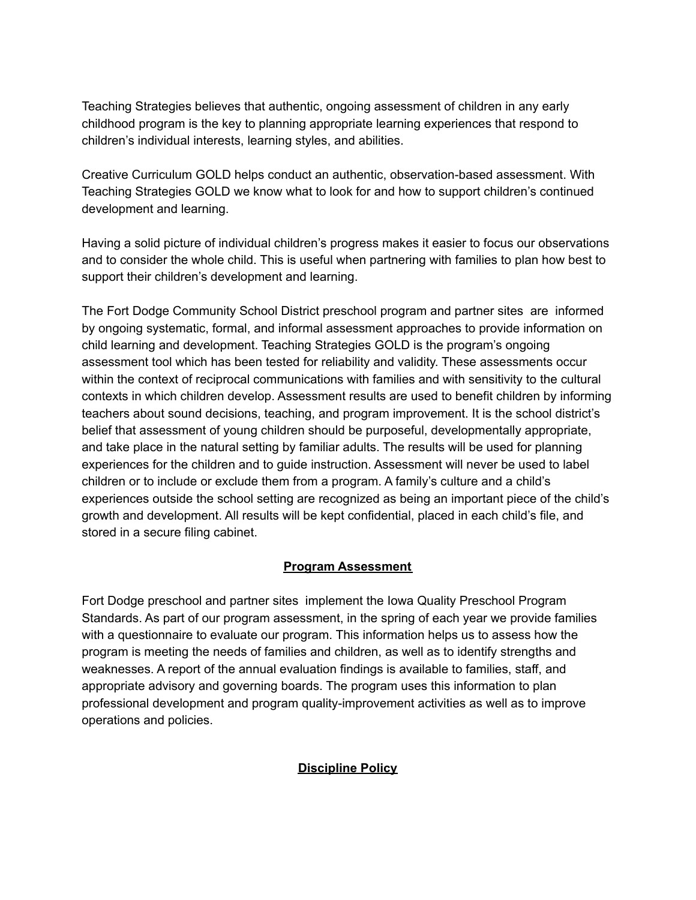Teaching Strategies believes that authentic, ongoing assessment of children in any early childhood program is the key to planning appropriate learning experiences that respond to children's individual interests, learning styles, and abilities.

Creative Curriculum GOLD helps conduct an authentic, observation-based assessment. With Teaching Strategies GOLD we know what to look for and how to support children's continued development and learning.

Having a solid picture of individual children's progress makes it easier to focus our observations and to consider the whole child. This is useful when partnering with families to plan how best to support their children's development and learning.

The Fort Dodge Community School District preschool program and partner sites are informed by ongoing systematic, formal, and informal assessment approaches to provide information on child learning and development. Teaching Strategies GOLD is the program's ongoing assessment tool which has been tested for reliability and validity. These assessments occur within the context of reciprocal communications with families and with sensitivity to the cultural contexts in which children develop. Assessment results are used to benefit children by informing teachers about sound decisions, teaching, and program improvement. It is the school district's belief that assessment of young children should be purposeful, developmentally appropriate, and take place in the natural setting by familiar adults. The results will be used for planning experiences for the children and to guide instruction. Assessment will never be used to label children or to include or exclude them from a program. A family's culture and a child's experiences outside the school setting are recognized as being an important piece of the child's growth and development. All results will be kept confidential, placed in each child's file, and stored in a secure filing cabinet.

## Program Assessment

Fort Dodge preschool and partner sites implement the Iowa Quality Preschool Program Standards. As part of our program assessment, in the spring of each year we provide families with a questionnaire to evaluate our program. This information helps us to assess how the program is meeting the needs of families and children, as well as to identify strengths and weaknesses. A report of the annual evaluation findings is available to families, staff, and appropriate advisory and governing boards. The program uses this information to plan professional development and program quality-improvement activities as well as to improve operations and policies.

## Discipline Policy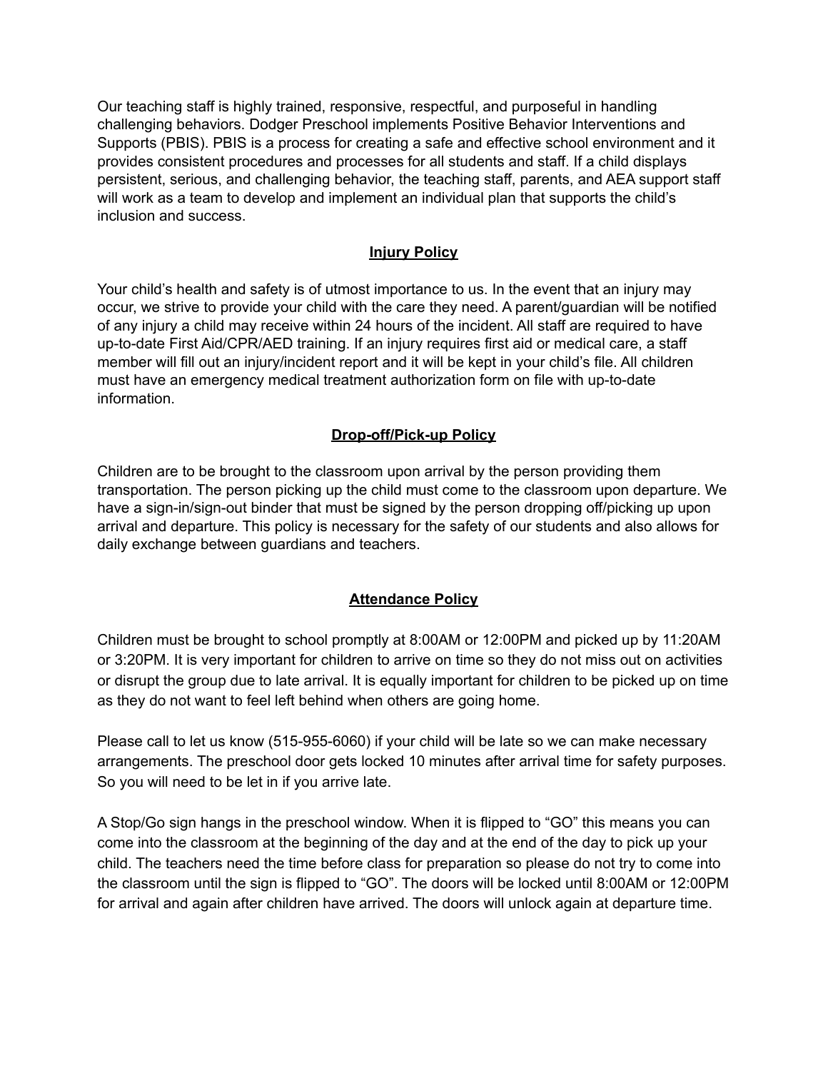Our teaching staff is highly trained, responsive, respectful, and purposeful in handling challenging behaviors. Dodger Preschool implements Positive Behavior Interventions and Supports (PBIS). PBIS is a process for creating a safe and effective school environment and it provides consistent procedures and processes for all students and staff. If a child displays persistent, serious, and challenging behavior, the teaching staff, parents, and AEA support staff will work as a team to develop and implement an individual plan that supports the child's inclusion and success.

## Injury Policy

Your child's health and safety is of utmost importance to us. In the event that an injury may occur, we strive to provide your child with the care they need. A parent/guardian will be notified of any injury a child may receive within 24 hours of the incident. All staff are required to have up-to-date First Aid/CPR/AED training. If an injury requires first aid or medical care, a staff member will fill out an injury/incident report and it will be kept in your child's file. All children must have an emergency medical treatment authorization form on file with up-to-date information.

## Drop-off/Pick-up Policy

Children are to be brought to the classroom upon arrival by the person providing them transportation. The person picking up the child must come to the classroom upon departure. We have a sign-in/sign-out binder that must be signed by the person dropping off/picking up upon arrival and departure. This policy is necessary for the safety of our students and also allows for daily exchange between guardians and teachers.

## Attendance Policy

Children must be brought to school promptly at 8:00AM or 12:00PM and picked up by 11:20AM or 3:20PM. It is very important for children to arrive on time so they do not miss out on activities or disrupt the group due to late arrival. It is equally important for children to be picked up on time as they do not want to feel left behind when others are going home.

Please call to let us know (515-955-6060) if your child will be late so we can make necessary arrangements. The preschool door gets locked 10 minutes after arrival time for safety purposes. So you will need to be let in if you arrive late.

A Stop/Go sign hangs in the preschool window. When it is flipped to "GO" this means you can come into the classroom at the beginning of the day and at the end of the day to pick up your child. The teachers need the time before class for preparation so please do not try to come into the classroom until the sign is flipped to "GO". The doors will be locked until 8:00AM or 12:00PM for arrival and again after children have arrived. The doors will unlock again at departure time.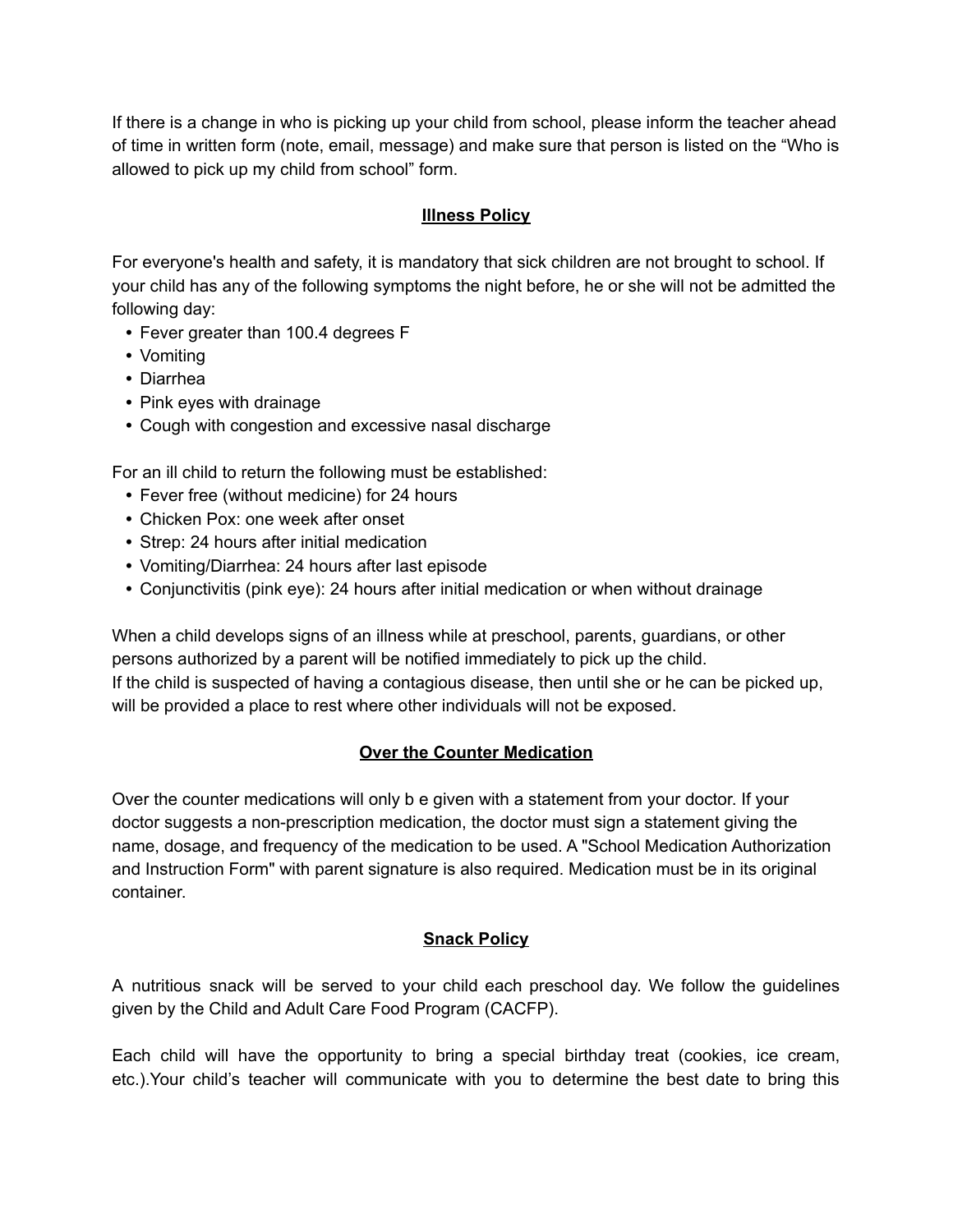If there is a change in who is picking up your child from school, please inform the teacher ahead of time in written form (note, email, message) and make sure that person is listed on the "Who is allowed to pick up my child from school" form.

## Illness Policy

For everyone's health and safety, it is mandatory that sick children are not brought to school. If your child has any of the following symptoms the night before, he or she will not be admitted the following day:

- Fever greater than 100.4 degrees F
- Vomiting
- Diarrhea
- Pink eyes with drainage
- Cough with congestion and excessive nasal discharge

For an ill child to return the following must be established:

- Fever free (without medicine) for 24 hours
- Chicken Pox: one week after onset
- Strep: 24 hours after initial medication
- Vomiting/Diarrhea: 24 hours after last episode
- Conjunctivitis (pink eye): 24 hours after initial medication or when without drainage

When a child develops signs of an illness while at preschool, parents, guardians, or other persons authorized by a parent will be notified immediately to pick up the child.
If the child is suspected of having a contagious disease, then until she or he can be picked up, will be provided a place to rest where other individuals will not be exposed.

## Over the Counter Medication

Over the counter medications will only b e given with a statement from your doctor. If your doctor suggests a non-prescription medication, the doctor must sign a statement giving the name, dosage, and frequency of the medication to be used. A "School Medication Authorization and Instruction Form" with parent signature is also required. Medication must be in its original container.

## Snack Policy

A nutritious snack will be served to your child each preschool day. We follow the guidelines given by the Child and Adult Care Food Program (CACFP).

Each child will have the opportunity to bring a special birthday treat (cookies, ice cream, etc.).Your child's teacher will communicate with you to determine the best date to bring this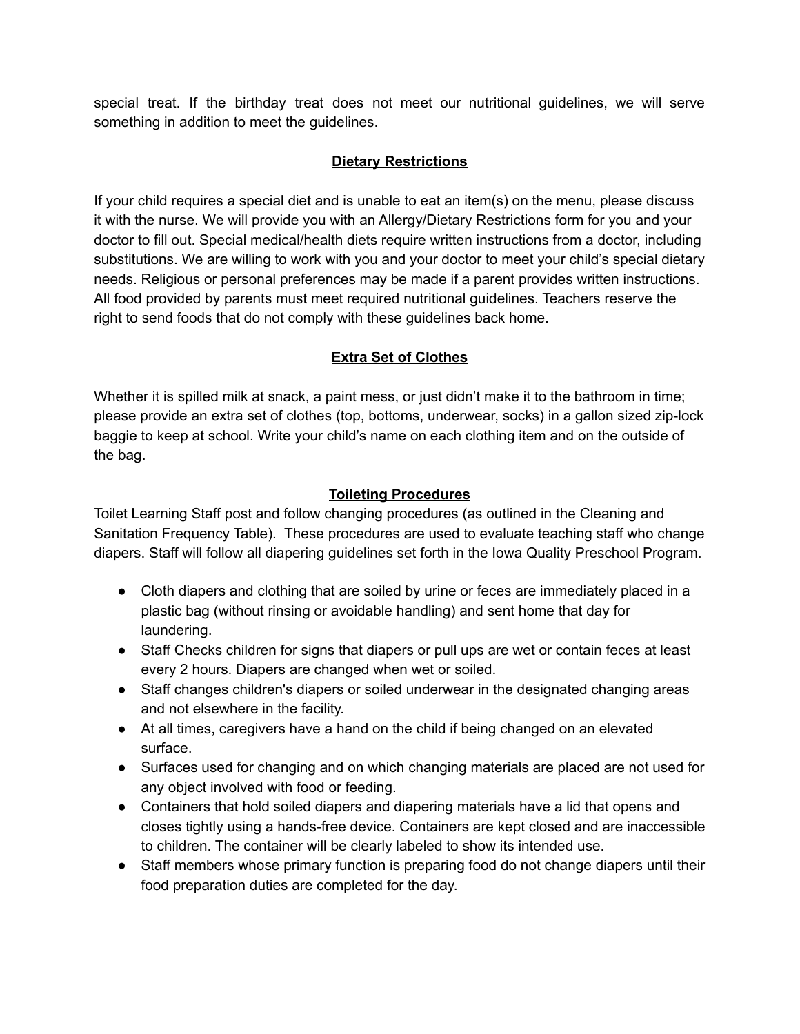special treat. If the birthday treat does not meet our nutritional guidelines, we will serve something in addition to meet the guidelines.

## Dietary Restrictions

If your child requires a special diet and is unable to eat an item(s) on the menu, please discuss it with the nurse. We will provide you with an Allergy/Dietary Restrictions form for you and your doctor to fill out. Special medical/health diets require written instructions from a doctor, including substitutions. We are willing to work with you and your doctor to meet your child's special dietary needs. Religious or personal preferences may be made if a parent provides written instructions. All food provided by parents must meet required nutritional guidelines. Teachers reserve the right to send foods that do not comply with these guidelines back home.

## Extra Set of Clothes

Whether it is spilled milk at snack, a paint mess, or just didn't make it to the bathroom in time; please provide an extra set of clothes (top, bottoms, underwear, socks) in a gallon sized zip-lock baggie to keep at school. Write your child's name on each clothing item and on the outside of the bag.

## Toileting Procedures

Toilet Learning Staff post and follow changing procedures (as outlined in the Cleaning and Sanitation Frequency Table). These procedures are used to evaluate teaching staff who change diapers. Staff will follow all diapering guidelines set forth in the Iowa Quality Preschool Program.

- Cloth diapers and clothing that are soiled by urine or feces are immediately placed in a plastic bag (without rinsing or avoidable handling) and sent home that day for laundering.
- Staff Checks children for signs that diapers or pull ups are wet or contain feces at least every 2 hours. Diapers are changed when wet or soiled.
- Staff changes children's diapers or soiled underwear in the designated changing areas and not elsewhere in the facility.
- At all times, caregivers have a hand on the child if being changed on an elevated surface.
- Surfaces used for changing and on which changing materials are placed are not used for any object involved with food or feeding.
- Containers that hold soiled diapers and diapering materials have a lid that opens and closes tightly using a hands-free device. Containers are kept closed and are inaccessible to children. The container will be clearly labeled to show its intended use.
- Staff members whose primary function is preparing food do not change diapers until their food preparation duties are completed for the day.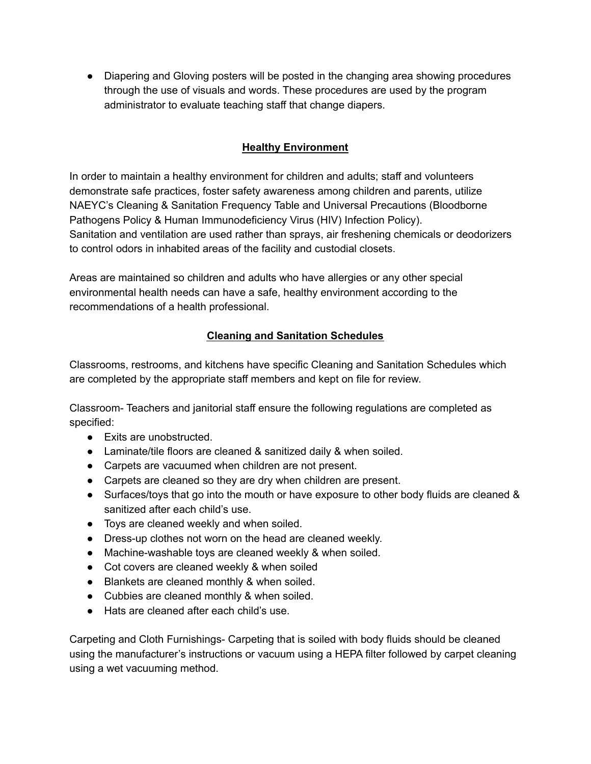- Diapering and Gloving posters will be posted in the changing area showing procedures through the use of visuals and words. These procedures are used by the program administrator to evaluate teaching staff that change diapers.

## Healthy Environment

In order to maintain a healthy environment for children and adults; staff and volunteers demonstrate safe practices, foster safety awareness among children and parents, utilize NAEYC's Cleaning & Sanitation Frequency Table and Universal Precautions (Bloodborne Pathogens Policy & Human Immunodeficiency Virus (HIV) Infection Policy).
Sanitation and ventilation are used rather than sprays, air freshening chemicals or deodorizers to control odors in inhabited areas of the facility and custodial closets.

Areas are maintained so children and adults who have allergies or any other special environmental health needs can have a safe, healthy environment according to the recommendations of a health professional.

## Cleaning and Sanitation Schedules

Classrooms, restrooms, and kitchens have specific Cleaning and Sanitation Schedules which are completed by the appropriate staff members and kept on file for review.

Classroom- Teachers and janitorial staff ensure the following regulations are completed as specified:

- Exits are unobstructed.
- Laminate/tile floors are cleaned & sanitized daily & when soiled.
- Carpets are vacuumed when children are not present.
- Carpets are cleaned so they are dry when children are present.
- Surfaces/toys that go into the mouth or have exposure to other body fluids are cleaned & sanitized after each child's use.
- Toys are cleaned weekly and when soiled.
- Dress-up clothes not worn on the head are cleaned weekly.
- Machine-washable toys are cleaned weekly & when soiled.
- Cot covers are cleaned weekly & when soiled
- Blankets are cleaned monthly & when soiled.
- Cubbies are cleaned monthly & when soiled.
- Hats are cleaned after each child's use.

Carpeting and Cloth Furnishings- Carpeting that is soiled with body fluids should be cleaned using the manufacturer's instructions or vacuum using a HEPA filter followed by carpet cleaning using a wet vacuuming method.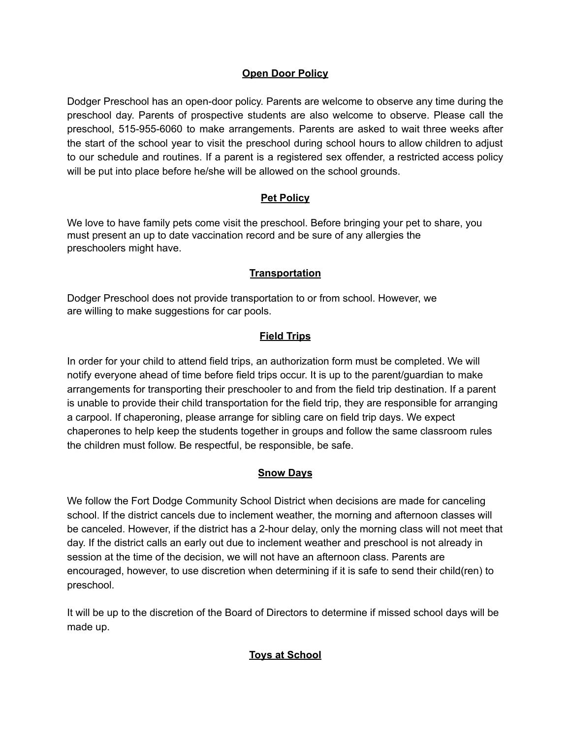## Open Door Policy

Dodger Preschool has an open-door policy. Parents are welcome to observe any time during the preschool day. Parents of prospective students are also welcome to observe. Please call the preschool, 515-955-6060 to make arrangements. Parents are asked to wait three weeks after the start of the school year to visit the preschool during school hours to allow children to adjust to our schedule and routines. If a parent is a registered sex offender, a restricted access policy will be put into place before he/she will be allowed on the school grounds.

## Pet Policy

We love to have family pets come visit the preschool. Before bringing your pet to share, you must present an up to date vaccination record and be sure of any allergies the preschoolers might have.

## Transportation

Dodger Preschool does not provide transportation to or from school. However, we are willing to make suggestions for car pools.

## Field Trips

In order for your child to attend field trips, an authorization form must be completed. We will notify everyone ahead of time before field trips occur. It is up to the parent/guardian to make arrangements for transporting their preschooler to and from the field trip destination. If a parent is unable to provide their child transportation for the field trip, they are responsible for arranging a carpool. If chaperoning, please arrange for sibling care on field trip days. We expect chaperones to help keep the students together in groups and follow the same classroom rules the children must follow. Be respectful, be responsible, be safe.

## Snow Days

We follow the Fort Dodge Community School District when decisions are made for canceling school. If the district cancels due to inclement weather, the morning and afternoon classes will be canceled. However, if the district has a 2-hour delay, only the morning class will not meet that day. If the district calls an early out due to inclement weather and preschool is not already in session at the time of the decision, we will not have an afternoon class. Parents are encouraged, however, to use discretion when determining if it is safe to send their child(ren) to preschool.

It will be up to the discretion of the Board of Directors to determine if missed school days will be made up.

## Toys at School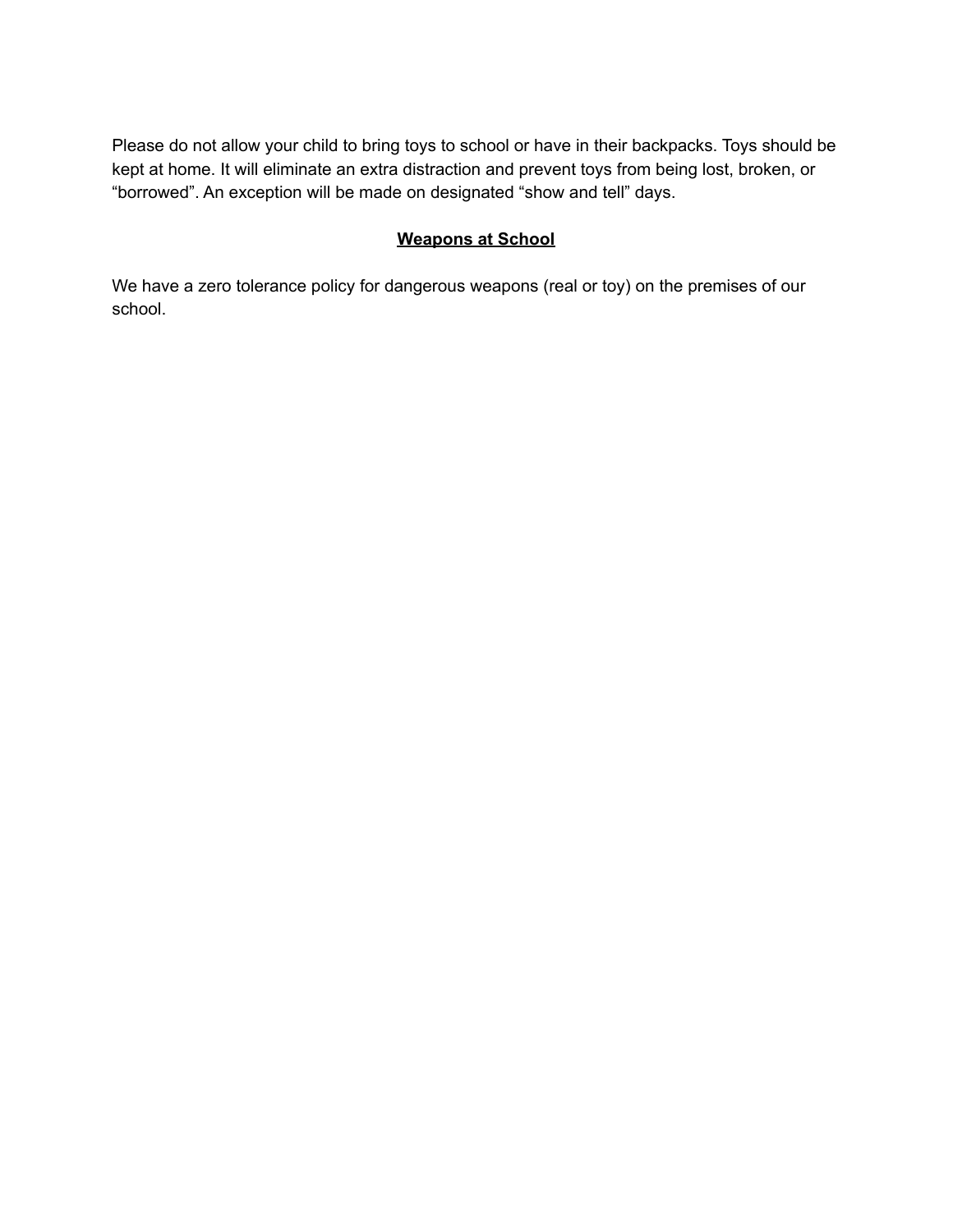Please do not allow your child to bring toys to school or have in their backpacks. Toys should be kept at home. It will eliminate an extra distraction and prevent toys from being lost, broken, or "borrowed". An exception will be made on designated "show and tell" days.

## **Weapons at School**

We have a zero tolerance policy for dangerous weapons (real or toy) on the premises of our school.